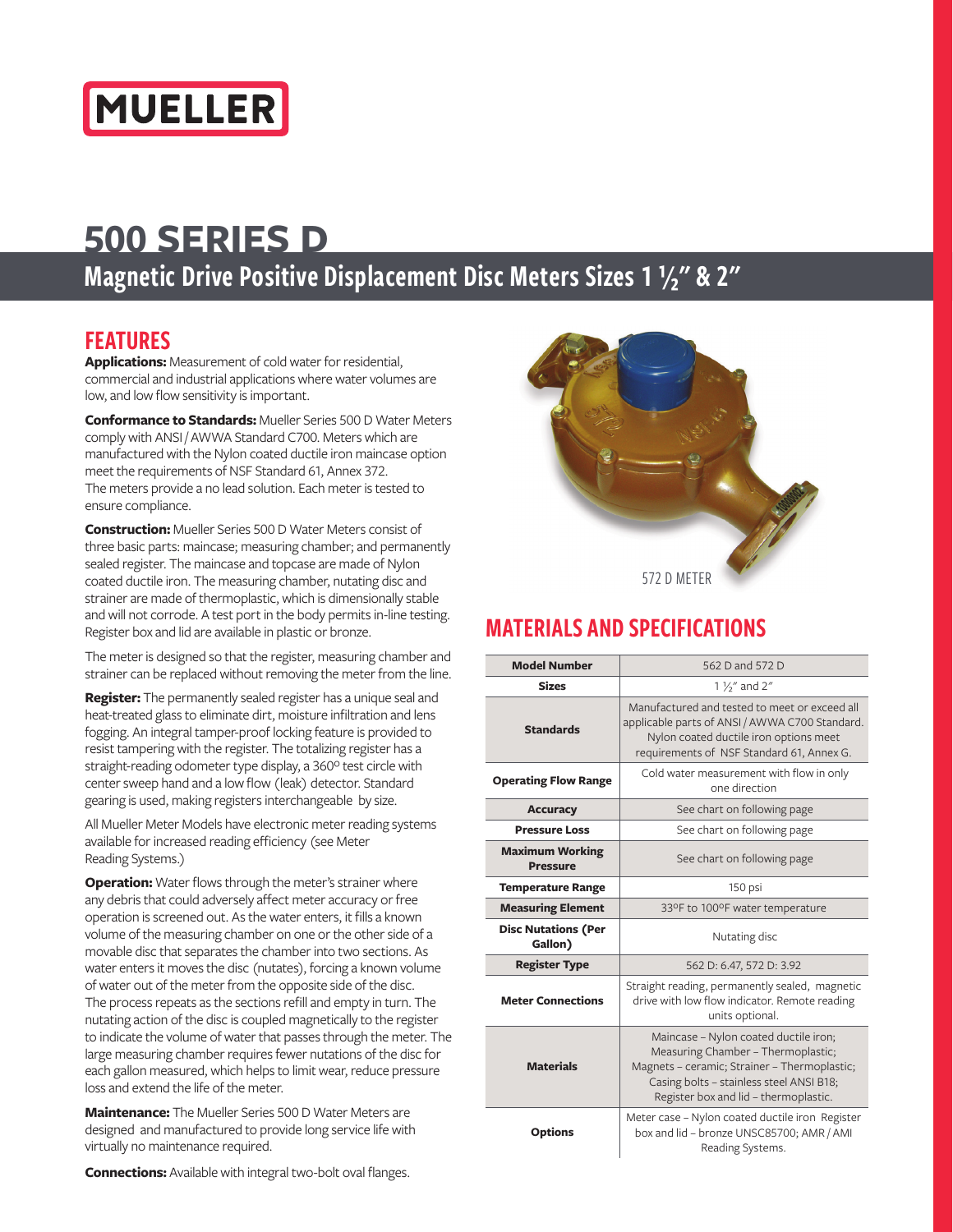MUELLER

# 500 SERIES D

## Magnetic Drive Positive Displacement Disc Meters Sizes 1 ½" & 2"

## FEATURES

**Applications:** Measurement of cold water for residential, commercial and industrial applications where water volumes are low, and low flow sensitivity is important.

**Conformance to Standards:** Mueller Series 500 D Water Meters comply with ANSI / AWWA Standard C700. Meters which are manufactured with the Nylon coated ductile iron maincase option meet the requirements of NSF Standard 61, Annex 372. The meters provide a no lead solution. Each meter is tested to ensure compliance.

**Construction:** Mueller Series 500 D Water Meters consist of three basic parts: maincase; measuring chamber; and permanently sealed register. The maincase and topcase are made of Nylon coated ductile iron. The measuring chamber, nutating disc and strainer are made of thermoplastic, which is dimensionally stable and will not corrode. A test port in the body permits in-line testing. Register box and lid are available in plastic or bronze.

The meter is designed so that the register, measuring chamber and strainer can be replaced without removing the meter from the line.

**Register:** The permanently sealed register has a unique seal and heat-treated glass to eliminate dirt, moisture infiltration and lens fogging. An integral tamper-proof locking feature is provided to resist tampering with the register. The totalizing register has a straight-reading odometer type display, a 360º test circle with center sweep hand and a low flow (leak) detector. Standard gearing is used, making registers interchangeable by size.

All Mueller Meter Models have electronic meter reading systems available for increased reading efficiency (see Meter Reading Systems.)

**Operation:** Water flows through the meter's strainer where any debris that could adversely affect meter accuracy or free operation is screened out. As the water enters, it fills a known volume of the measuring chamber on one or the other side of a movable disc that separates the chamber into two sections. As water enters it moves the disc (nutates), forcing a known volume of water out of the meter from the opposite side of the disc. The process repeats as the sections refill and empty in turn. The nutating action of the disc is coupled magnetically to the register to indicate the volume of water that passes through the meter. The large measuring chamber requires fewer nutations of the disc for each gallon measured, which helps to limit wear, reduce pressure loss and extend the life of the meter.

**Maintenance:** The Mueller Series 500 D Water Meters are designed and manufactured to provide long service life with virtually no maintenance required.

**Connections:** Available with integral two-bolt oval flanges.

572 D METER

## MATERIALS AND SPECIFICATIONS

| Model Number | 562 D and 572 D |
|---|---|
| Sizes | 1 ½" and 2" |
| Standards | Manufactured and tested to meet or exceed all applicable parts of ANSI / AWWA C700 Standard. Nylon coated ductile iron options meet requirements of NSF Standard 61, Annex G. |
| Operating Flow Range | Cold water measurement with flow in only one direction |
| Accuracy | See chart on following page |
| Pressure Loss | See chart on following page |
| Maximum Working Pressure | See chart on following page |
| Temperature Range | 150 psi |
| Measuring Element | 33ºF to 100ºF water temperature |
| Disc Nutations (Per Gallon) | Nutating disc |
| Register Type | 562 D: 6.47, 572 D: 3.92 |
| Meter Connections | Straight reading, permanently sealed, magnetic drive with low flow indicator. Remote reading units optional. |
| Materials | Maincase – Nylon coated ductile iron; Measuring Chamber – Thermoplastic; Magnets – ceramic; Strainer – Thermoplastic; Casing bolts – stainless steel ANSI B18; Register box and lid – thermoplastic. |
| Options | Meter case – Nylon coated ductile iron Register box and lid – bronze UNSC85700; AMR / AMI Reading Systems. |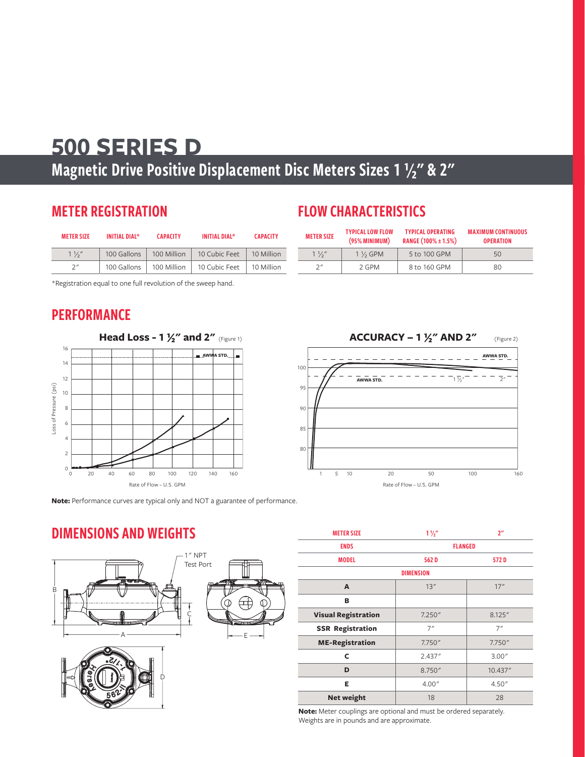# 500 SERIES D

## Magnetic Drive Positive Displacement Disc Meters Sizes 1 ½″ & 2″

## METER REGISTRATION

| METER SIZE | INITIAL DIAL* | CAPACITY | INITIAL DIAL* | CAPACITY |
|---|---|---|---|---|
| 1 ½″ | 100 Gallons | 100 Million | 10 Cubic Feet | 10 Million |
| 2″ | 100 Gallons | 100 Million | 10 Cubic Feet | 10 Million |

*Registration equal to one full revolution of the sweep hand.

## FLOW CHARACTERISTICS

| METER SIZE | TYPICAL LOW FLOW (95% MINIMUM) | TYPICAL OPERATING RANGE (100% ± 1.5%) | MAXIMUM CONTINUOUS OPERATION |
|---|---|---|---|
| 1 ½″ | 1 ½ GPM | 5 to 100 GPM | 50 |
| 2″ | 2 GPM | 8 to 160 GPM | 80 |

## PERFORMANCE

**Head Loss - 1 ½″ and 2″** (Figure 1)

**ACCURACY – 1 ½″ AND 2″** (Figure 2)

**Note:** Performance curves are typical only and NOT a guarantee of performance.

## DIMENSIONS AND WEIGHTS

| METER SIZE | 1 ½″ | 2″ |
|---|---|---|
| ENDS | FLANGED | |
| MODEL | 562 D | 572 D |
| DIMENSION | | |
| A | 13″ | 17″ |
| B | | |
| Visual Registration | 7.250″ | 8.125″ |
| SSR Registration | 7″ | 7″ |
| ME-Registration | 7.750″ | 7.750″ |
| C | 2.437″ | 3.00″ |
| D | 8.750″ | 10.437″ |
| E | 4.00″ | 4.50″ |
| Net weight | 18 | 28 |

**Note:** Meter couplings are optional and must be ordered separately. Weights are in pounds and are approximate.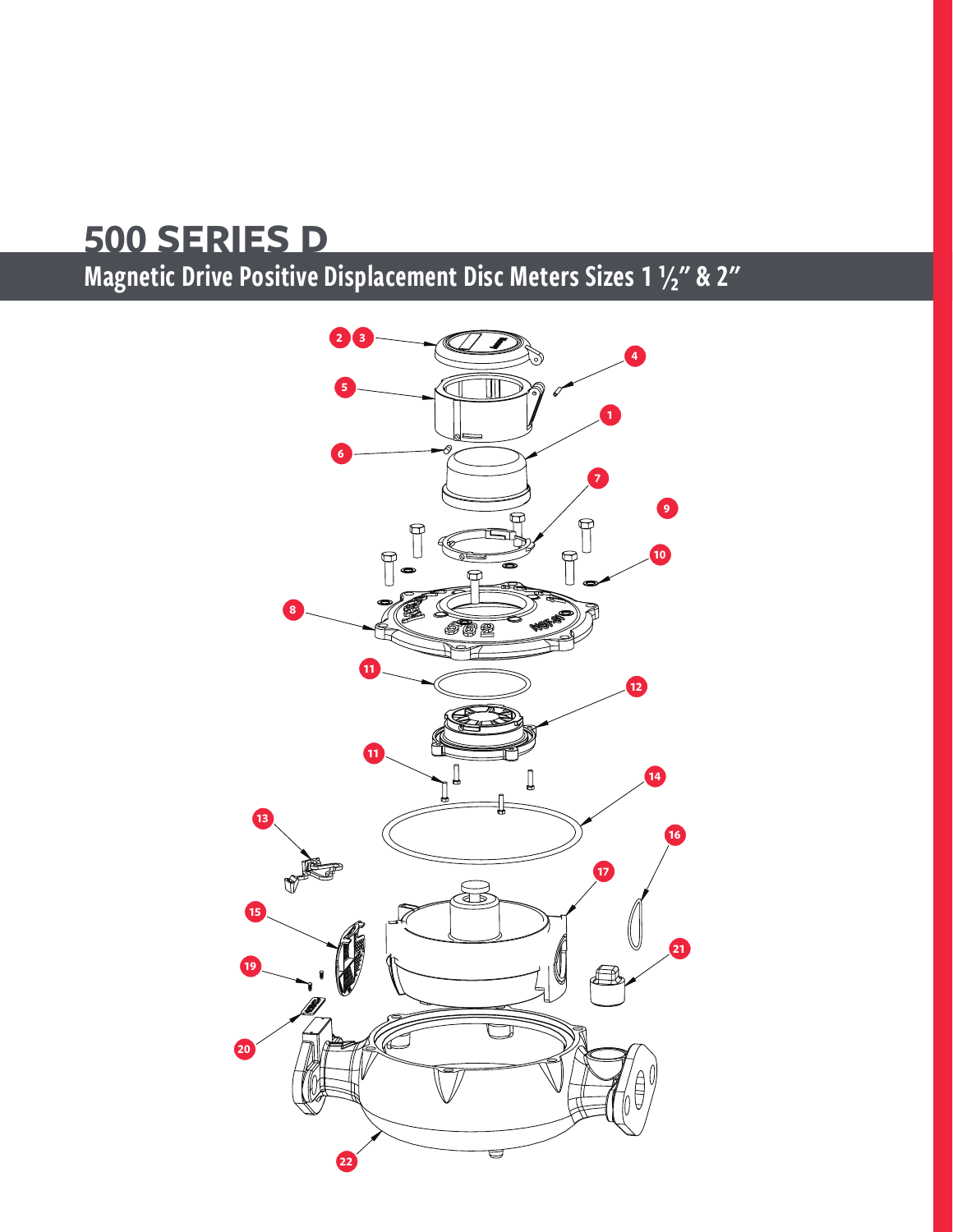# 500 SERIES D

## Magnetic Drive Positive Displacement Disc Meters Sizes 1 ½" & 2"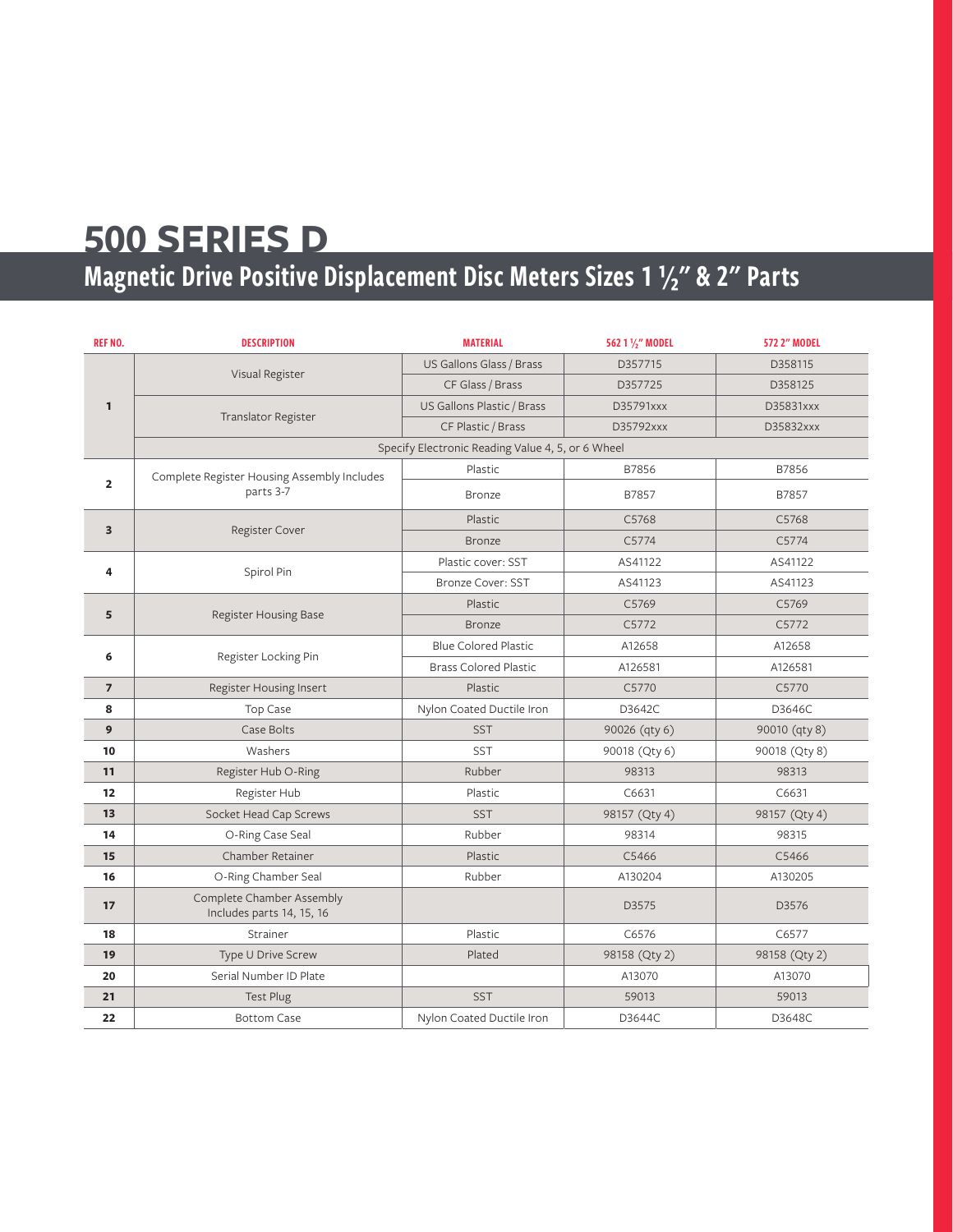# 500 SERIES D

## Magnetic Drive Positive Displacement Disc Meters Sizes 1 ½" & 2" Parts

| REF NO. | DESCRIPTION | MATERIAL | 562 1 ½" MODEL | 572 2" MODEL |
|---|---|---|---|---|
| 1 | Visual Register | US Gallons Glass / Brass | D357715 | D358115 |
| | | CF Glass / Brass | D357725 | D358125 |
| | Translator Register | US Gallons Plastic / Brass | D35791xxx | D35831xxx |
| | | CF Plastic / Brass | D35792xxx | D35832xxx |
| | Specify Electronic Reading Value 4, 5, or 6 Wheel | | | |
| 2 | Complete Register Housing Assembly Includes parts 3-7 | Plastic | B7856 | B7856 |
| | | Bronze | B7857 | B7857 |
| 3 | Register Cover | Plastic | C5768 | C5768 |
| | | Bronze | C5774 | C5774 |
| 4 | Spirol Pin | Plastic cover: SST | AS41122 | AS41122 |
| | | Bronze Cover: SST | AS41123 | AS41123 |
| 5 | Register Housing Base | Plastic | C5769 | C5769 |
| | | Bronze | C5772 | C5772 |
| 6 | Register Locking Pin | Blue Colored Plastic | A12658 | A12658 |
| | | Brass Colored Plastic | A126581 | A126581 |
| 7 | Register Housing Insert | Plastic | C5770 | C5770 |
| 8 | Top Case | Nylon Coated Ductile Iron | D3642C | D3646C |
| 9 | Case Bolts | SST | 90026 (qty 6) | 90010 (qty 8) |
| 10 | Washers | SST | 90018 (Qty 6) | 90018 (Qty 8) |
| 11 | Register Hub O-Ring | Rubber | 98313 | 98313 |
| 12 | Register Hub | Plastic | C6631 | C6631 |
| 13 | Socket Head Cap Screws | SST | 98157 (Qty 4) | 98157 (Qty 4) |
| 14 | O-Ring Case Seal | Rubber | 98314 | 98315 |
| 15 | Chamber Retainer | Plastic | C5466 | C5466 |
| 16 | O-Ring Chamber Seal | Rubber | A130204 | A130205 |
| 17 | Complete Chamber Assembly Includes parts 14, 15, 16 | | D3575 | D3576 |
| 18 | Strainer | Plastic | C6576 | C6577 |
| 19 | Type U Drive Screw | Plated | 98158 (Qty 2) | 98158 (Qty 2) |
| 20 | Serial Number ID Plate | | A13070 | A13070 |
| 21 | Test Plug | SST | 59013 | 59013 |
| 22 | Bottom Case | Nylon Coated Ductile Iron | D3644C | D3648C |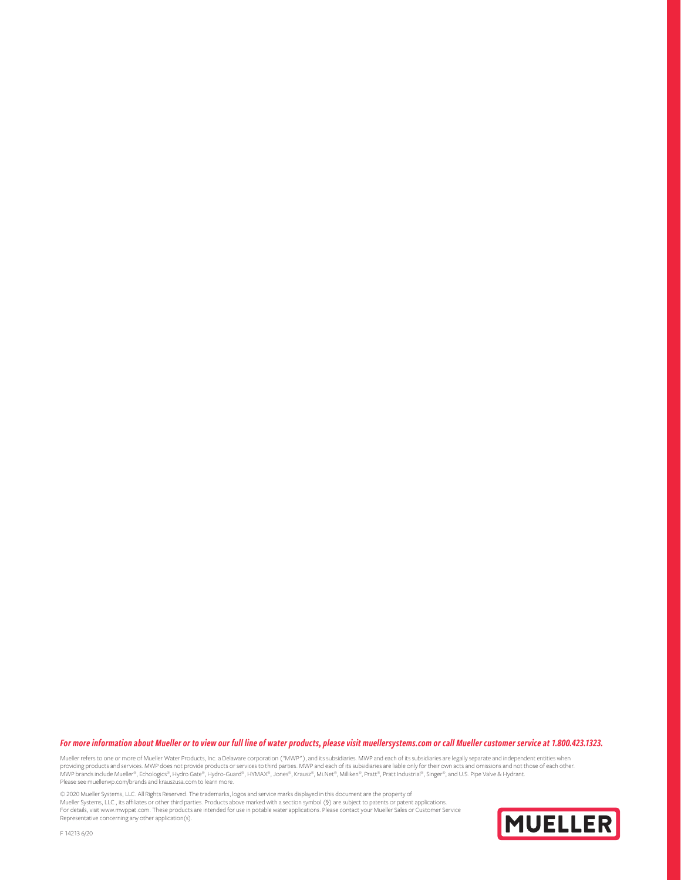***For more information about Mueller or to view our full line of water products, please visit muellersystems.com or call Mueller customer service at 1.800.423.1323.***

Mueller refers to one or more of Mueller Water Products, Inc. a Delaware corporation ("MWP"), and its subsidiaries. MWP and each of its subsidiaries are legally separate and independent entities when providing products and services. MWP does not provide products or services to third parties. MWP and each of its subsidiaries are liable only for their own acts and omissions and not those of each other. MWP brands include Mueller®, Echologics®, Hydro Gate®, Hydro-Guard®, HYMAX®, Jones®, Krausz®, Mi.Net®, Milliken®, Pratt®, Pratt Industrial®, Singer®, and U.S. Pipe Valve & Hydrant. Please see muellerwp.com/brands and krauszusa.com to learn more.

© 2020 Mueller Systems, LLC. All Rights Reserved. The trademarks, logos and service marks displayed in this document are the property of Mueller Systems, LLC., its affiliates or other third parties. Products above marked with a section symbol (§) are subject to patents or patent applications. For details, visit www.mwppat.com. These products are intended for use in potable water applications. Please contact your Mueller Sales or Customer Service Representative concerning any other application(s).

MUELLER

F 14213 6/20